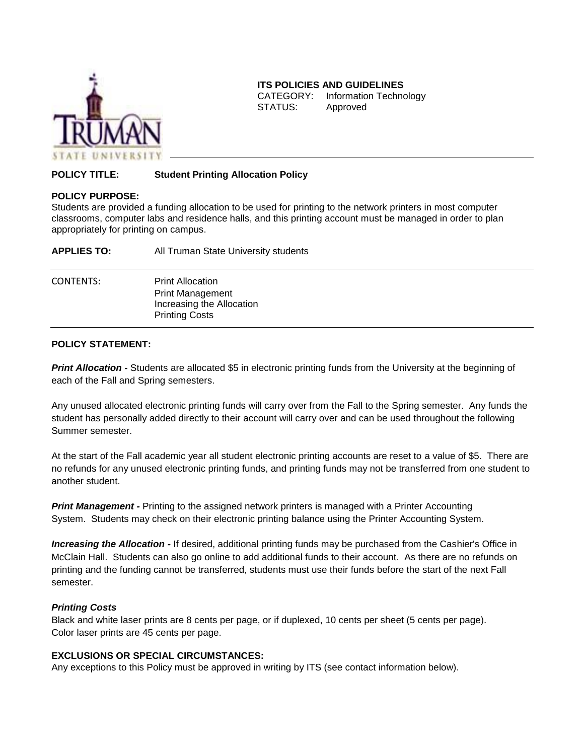**ITS POLICIES AND GUIDELINES**
CATEGORY: Information Technology
STATUS: Approved

**POLICY TITLE:** **Student Printing Allocation Policy**

**POLICY PURPOSE:**
Students are provided a funding allocation to be used for printing to the network printers in most computer classrooms, computer labs and residence halls, and this printing account must be managed in order to plan appropriately for printing on campus.

**APPLIES TO:** All Truman State University students

CONTENTS:
- Print Allocation
- Print Management
- Increasing the Allocation
- Printing Costs

**POLICY STATEMENT:**

***Print Allocation -*** Students are allocated $5 in electronic printing funds from the University at the beginning of each of the Fall and Spring semesters.

Any unused allocated electronic printing funds will carry over from the Fall to the Spring semester. Any funds the student has personally added directly to their account will carry over and can be used throughout the following Summer semester.

At the start of the Fall academic year all student electronic printing accounts are reset to a value of $5. There are no refunds for any unused electronic printing funds, and printing funds may not be transferred from one student to another student.

***Print Management -*** Printing to the assigned network printers is managed with a Printer Accounting System. Students may check on their electronic printing balance using the Printer Accounting System.

***Increasing the Allocation -*** If desired, additional printing funds may be purchased from the Cashier's Office in McClain Hall. Students can also go online to add additional funds to their account. As there are no refunds on printing and the funding cannot be transferred, students must use their funds before the start of the next Fall semester.

***Printing Costs***
Black and white laser prints are 8 cents per page, or if duplexed, 10 cents per sheet (5 cents per page).
Color laser prints are 45 cents per page.

**EXCLUSIONS OR SPECIAL CIRCUMSTANCES:**
Any exceptions to this Policy must be approved in writing by ITS (see contact information below).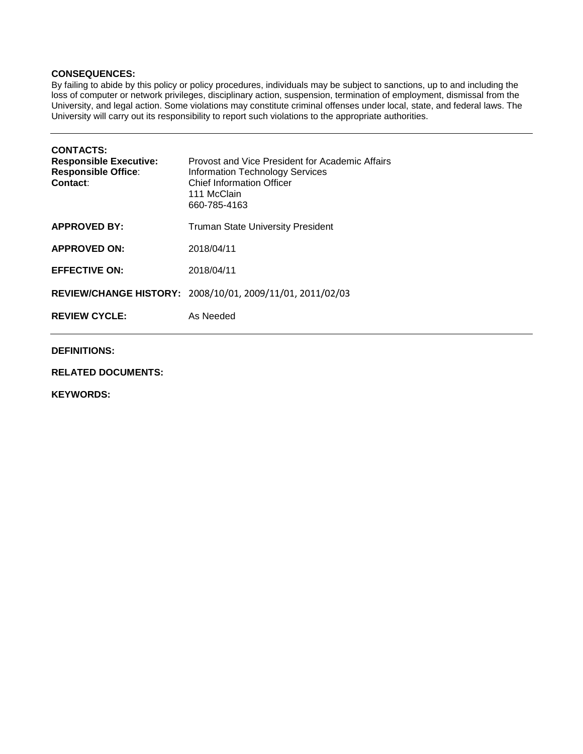**CONSEQUENCES:**
By failing to abide by this policy or policy procedures, individuals may be subject to sanctions, up to and including the loss of computer or network privileges, disciplinary action, suspension, termination of employment, dismissal from the University, and legal action. Some violations may constitute criminal offenses under local, state, and federal laws. The University will carry out its responsibility to report such violations to the appropriate authorities.

---

**CONTACTS:**

| | |
|---|---|
| **Responsible Executive:** | Provost and Vice President for Academic Affairs |
| **Responsible Office**: | Information Technology Services |
| **Contact**: | Chief Information Officer<br>111 McClain<br>660-785-4163 |
| **APPROVED BY:** | Truman State University President |
| **APPROVED ON:** | 2018/04/11 |
| **EFFECTIVE ON:** | 2018/04/11 |
| **REVIEW/CHANGE HISTORY:** | 2008/10/01, 2009/11/01, 2011/02/03 |
| **REVIEW CYCLE:** | As Needed |

---

**DEFINITIONS:**

**RELATED DOCUMENTS:**

**KEYWORDS:**